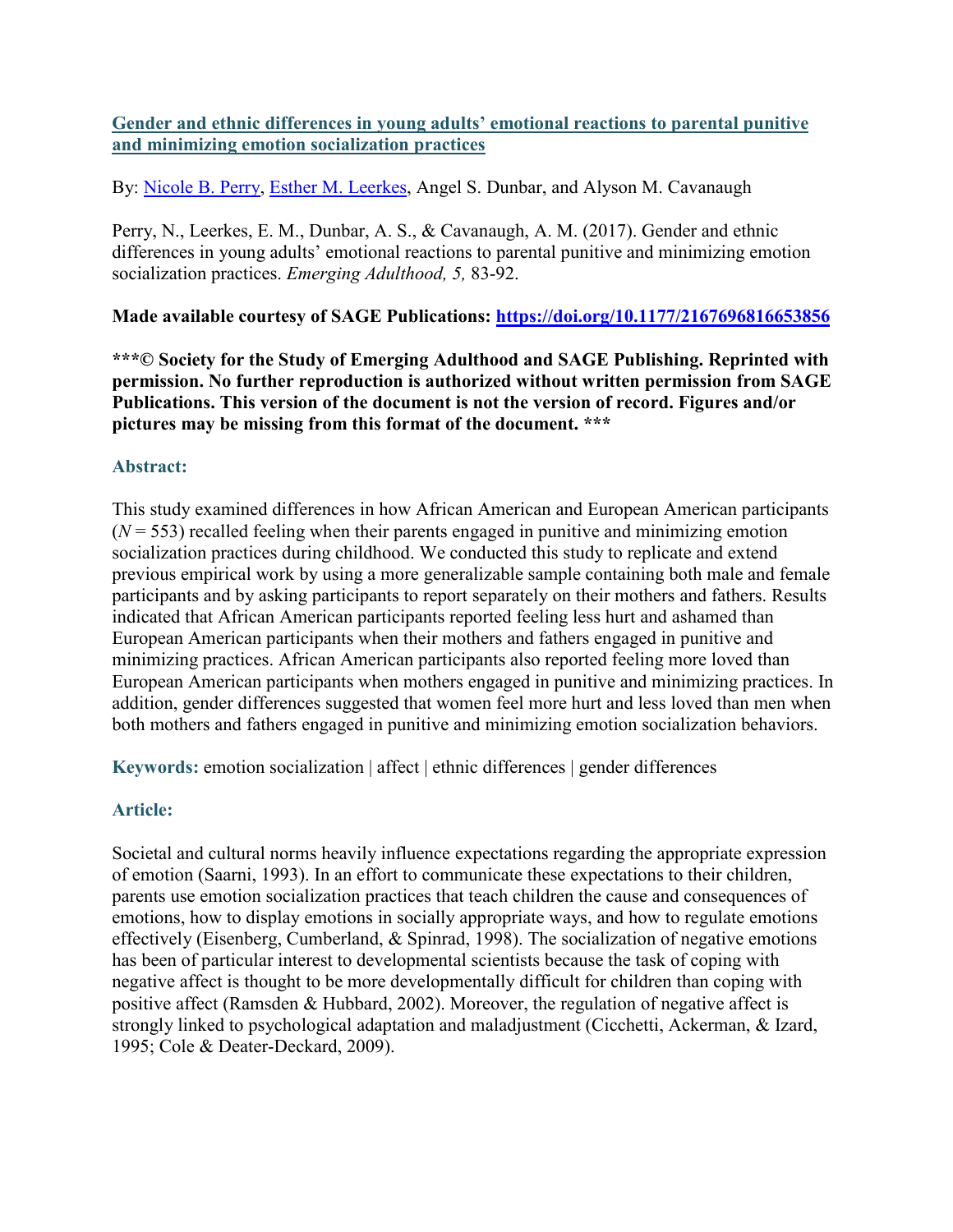# Gender and ethnic differences in young adults' emotional reactions to parental punitive and minimizing emotion socialization practices

By: Nicole B. Perry, Esther M. Leerkes, Angel S. Dunbar, and Alyson M. Cavanaugh

Perry, N., Leerkes, E. M., Dunbar, A. S., & Cavanaugh, A. M. (2017). Gender and ethnic differences in young adults' emotional reactions to parental punitive and minimizing emotion socialization practices. *Emerging Adulthood, 5,* 83-92.

**Made available courtesy of SAGE Publications: https://doi.org/10.1177/2167696816653856**

**\*\*\*© Society for the Study of Emerging Adulthood and SAGE Publishing. Reprinted with permission. No further reproduction is authorized without written permission from SAGE Publications. This version of the document is not the version of record. Figures and/or pictures may be missing from this format of the document. \*\*\***

## Abstract:

This study examined differences in how African American and European American participants ($N = 553$) recalled feeling when their parents engaged in punitive and minimizing emotion socialization practices during childhood. We conducted this study to replicate and extend previous empirical work by using a more generalizable sample containing both male and female participants and by asking participants to report separately on their mothers and fathers. Results indicated that African American participants reported feeling less hurt and ashamed than European American participants when their mothers and fathers engaged in punitive and minimizing practices. African American participants also reported feeling more loved than European American participants when mothers engaged in punitive and minimizing practices. In addition, gender differences suggested that women feel more hurt and less loved than men when both mothers and fathers engaged in punitive and minimizing emotion socialization behaviors.

**Keywords:** emotion socialization | affect | ethnic differences | gender differences

## Article:

Societal and cultural norms heavily influence expectations regarding the appropriate expression of emotion (Saarni, 1993). In an effort to communicate these expectations to their children, parents use emotion socialization practices that teach children the cause and consequences of emotions, how to display emotions in socially appropriate ways, and how to regulate emotions effectively (Eisenberg, Cumberland, & Spinrad, 1998). The socialization of negative emotions has been of particular interest to developmental scientists because the task of coping with negative affect is thought to be more developmentally difficult for children than coping with positive affect (Ramsden & Hubbard, 2002). Moreover, the regulation of negative affect is strongly linked to psychological adaptation and maladjustment (Cicchetti, Ackerman, & Izard, 1995; Cole & Deater-Deckard, 2009).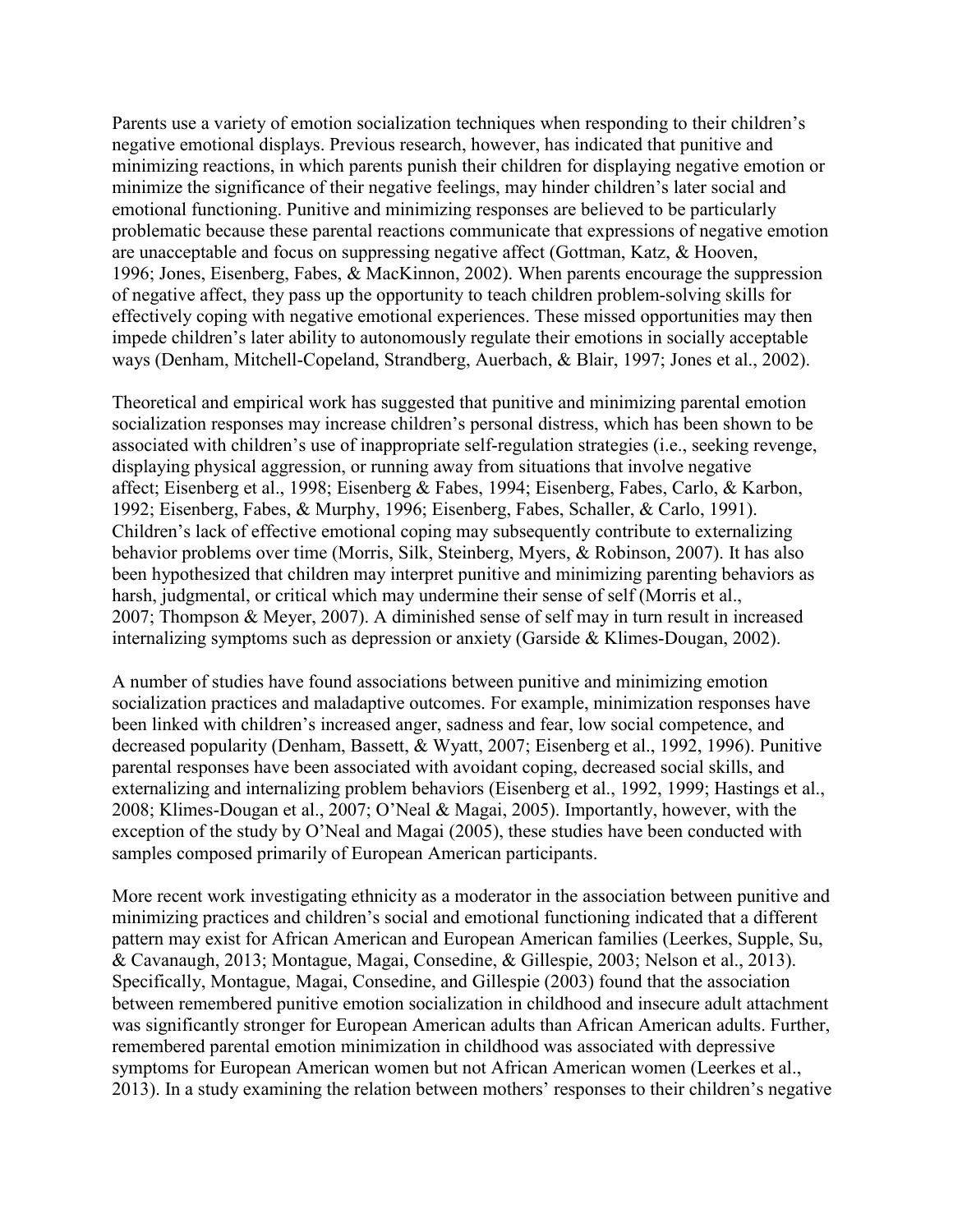Parents use a variety of emotion socialization techniques when responding to their children's negative emotional displays. Previous research, however, has indicated that punitive and minimizing reactions, in which parents punish their children for displaying negative emotion or minimize the significance of their negative feelings, may hinder children's later social and emotional functioning. Punitive and minimizing responses are believed to be particularly problematic because these parental reactions communicate that expressions of negative emotion are unacceptable and focus on suppressing negative affect (Gottman, Katz, & Hooven, 1996; Jones, Eisenberg, Fabes, & MacKinnon, 2002). When parents encourage the suppression of negative affect, they pass up the opportunity to teach children problem-solving skills for effectively coping with negative emotional experiences. These missed opportunities may then impede children's later ability to autonomously regulate their emotions in socially acceptable ways (Denham, Mitchell-Copeland, Strandberg, Auerbach, & Blair, 1997; Jones et al., 2002).

Theoretical and empirical work has suggested that punitive and minimizing parental emotion socialization responses may increase children's personal distress, which has been shown to be associated with children's use of inappropriate self-regulation strategies (i.e., seeking revenge, displaying physical aggression, or running away from situations that involve negative affect; Eisenberg et al., 1998; Eisenberg & Fabes, 1994; Eisenberg, Fabes, Carlo, & Karbon, 1992; Eisenberg, Fabes, & Murphy, 1996; Eisenberg, Fabes, Schaller, & Carlo, 1991). Children's lack of effective emotional coping may subsequently contribute to externalizing behavior problems over time (Morris, Silk, Steinberg, Myers, & Robinson, 2007). It has also been hypothesized that children may interpret punitive and minimizing parenting behaviors as harsh, judgmental, or critical which may undermine their sense of self (Morris et al., 2007; Thompson & Meyer, 2007). A diminished sense of self may in turn result in increased internalizing symptoms such as depression or anxiety (Garside & Klimes-Dougan, 2002).

A number of studies have found associations between punitive and minimizing emotion socialization practices and maladaptive outcomes. For example, minimization responses have been linked with children's increased anger, sadness and fear, low social competence, and decreased popularity (Denham, Bassett, & Wyatt, 2007; Eisenberg et al., 1992, 1996). Punitive parental responses have been associated with avoidant coping, decreased social skills, and externalizing and internalizing problem behaviors (Eisenberg et al., 1992, 1999; Hastings et al., 2008; Klimes-Dougan et al., 2007; O'Neal & Magai, 2005). Importantly, however, with the exception of the study by O'Neal and Magai (2005), these studies have been conducted with samples composed primarily of European American participants.

More recent work investigating ethnicity as a moderator in the association between punitive and minimizing practices and children's social and emotional functioning indicated that a different pattern may exist for African American and European American families (Leerkes, Supple, Su, & Cavanaugh, 2013; Montague, Magai, Consedine, & Gillespie, 2003; Nelson et al., 2013). Specifically, Montague, Magai, Consedine, and Gillespie (2003) found that the association between remembered punitive emotion socialization in childhood and insecure adult attachment was significantly stronger for European American adults than African American adults. Further, remembered parental emotion minimization in childhood was associated with depressive symptoms for European American women but not African American women (Leerkes et al., 2013). In a study examining the relation between mothers' responses to their children's negative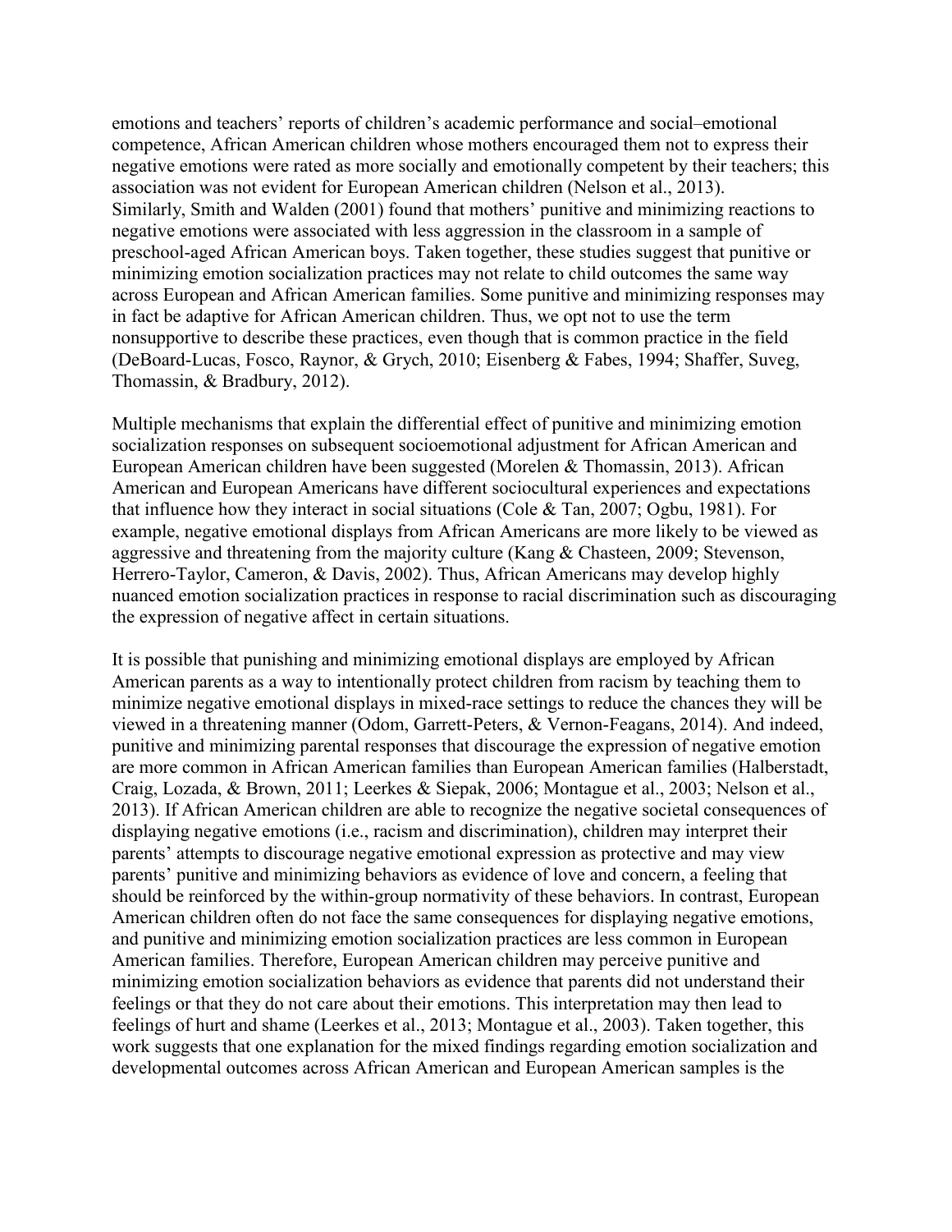emotions and teachers' reports of children's academic performance and social–emotional competence, African American children whose mothers encouraged them not to express their negative emotions were rated as more socially and emotionally competent by their teachers; this association was not evident for European American children (Nelson et al., 2013). Similarly, Smith and Walden (2001) found that mothers' punitive and minimizing reactions to negative emotions were associated with less aggression in the classroom in a sample of preschool-aged African American boys. Taken together, these studies suggest that punitive or minimizing emotion socialization practices may not relate to child outcomes the same way across European and African American families. Some punitive and minimizing responses may in fact be adaptive for African American children. Thus, we opt not to use the term nonsupportive to describe these practices, even though that is common practice in the field (DeBoard-Lucas, Fosco, Raynor, & Grych, 2010; Eisenberg & Fabes, 1994; Shaffer, Suveg, Thomassin, & Bradbury, 2012).

Multiple mechanisms that explain the differential effect of punitive and minimizing emotion socialization responses on subsequent socioemotional adjustment for African American and European American children have been suggested (Morelen & Thomassin, 2013). African American and European Americans have different sociocultural experiences and expectations that influence how they interact in social situations (Cole & Tan, 2007; Ogbu, 1981). For example, negative emotional displays from African Americans are more likely to be viewed as aggressive and threatening from the majority culture (Kang & Chasteen, 2009; Stevenson, Herrero-Taylor, Cameron, & Davis, 2002). Thus, African Americans may develop highly nuanced emotion socialization practices in response to racial discrimination such as discouraging the expression of negative affect in certain situations.

It is possible that punishing and minimizing emotional displays are employed by African American parents as a way to intentionally protect children from racism by teaching them to minimize negative emotional displays in mixed-race settings to reduce the chances they will be viewed in a threatening manner (Odom, Garrett-Peters, & Vernon-Feagans, 2014). And indeed, punitive and minimizing parental responses that discourage the expression of negative emotion are more common in African American families than European American families (Halberstadt, Craig, Lozada, & Brown, 2011; Leerkes & Siepak, 2006; Montague et al., 2003; Nelson et al., 2013). If African American children are able to recognize the negative societal consequences of displaying negative emotions (i.e., racism and discrimination), children may interpret their parents' attempts to discourage negative emotional expression as protective and may view parents' punitive and minimizing behaviors as evidence of love and concern, a feeling that should be reinforced by the within-group normativity of these behaviors. In contrast, European American children often do not face the same consequences for displaying negative emotions, and punitive and minimizing emotion socialization practices are less common in European American families. Therefore, European American children may perceive punitive and minimizing emotion socialization behaviors as evidence that parents did not understand their feelings or that they do not care about their emotions. This interpretation may then lead to feelings of hurt and shame (Leerkes et al., 2013; Montague et al., 2003). Taken together, this work suggests that one explanation for the mixed findings regarding emotion socialization and developmental outcomes across African American and European American samples is the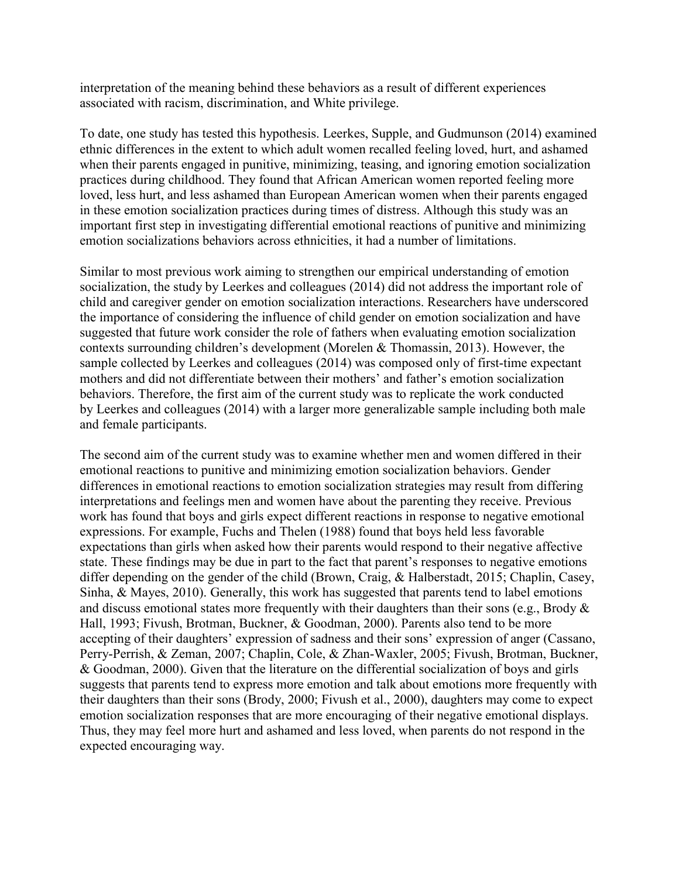interpretation of the meaning behind these behaviors as a result of different experiences associated with racism, discrimination, and White privilege.

To date, one study has tested this hypothesis. Leerkes, Supple, and Gudmunson (2014) examined ethnic differences in the extent to which adult women recalled feeling loved, hurt, and ashamed when their parents engaged in punitive, minimizing, teasing, and ignoring emotion socialization practices during childhood. They found that African American women reported feeling more loved, less hurt, and less ashamed than European American women when their parents engaged in these emotion socialization practices during times of distress. Although this study was an important first step in investigating differential emotional reactions of punitive and minimizing emotion socializations behaviors across ethnicities, it had a number of limitations.

Similar to most previous work aiming to strengthen our empirical understanding of emotion socialization, the study by Leerkes and colleagues (2014) did not address the important role of child and caregiver gender on emotion socialization interactions. Researchers have underscored the importance of considering the influence of child gender on emotion socialization and have suggested that future work consider the role of fathers when evaluating emotion socialization contexts surrounding children's development (Morelen & Thomassin, 2013). However, the sample collected by Leerkes and colleagues (2014) was composed only of first-time expectant mothers and did not differentiate between their mothers' and father's emotion socialization behaviors. Therefore, the first aim of the current study was to replicate the work conducted by Leerkes and colleagues (2014) with a larger more generalizable sample including both male and female participants.

The second aim of the current study was to examine whether men and women differed in their emotional reactions to punitive and minimizing emotion socialization behaviors. Gender differences in emotional reactions to emotion socialization strategies may result from differing interpretations and feelings men and women have about the parenting they receive. Previous work has found that boys and girls expect different reactions in response to negative emotional expressions. For example, Fuchs and Thelen (1988) found that boys held less favorable expectations than girls when asked how their parents would respond to their negative affective state. These findings may be due in part to the fact that parent's responses to negative emotions differ depending on the gender of the child (Brown, Craig, & Halberstadt, 2015; Chaplin, Casey, Sinha, & Mayes, 2010). Generally, this work has suggested that parents tend to label emotions and discuss emotional states more frequently with their daughters than their sons (e.g., Brody & Hall, 1993; Fivush, Brotman, Buckner, & Goodman, 2000). Parents also tend to be more accepting of their daughters' expression of sadness and their sons' expression of anger (Cassano, Perry-Perrish, & Zeman, 2007; Chaplin, Cole, & Zhan-Waxler, 2005; Fivush, Brotman, Buckner, & Goodman, 2000). Given that the literature on the differential socialization of boys and girls suggests that parents tend to express more emotion and talk about emotions more frequently with their daughters than their sons (Brody, 2000; Fivush et al., 2000), daughters may come to expect emotion socialization responses that are more encouraging of their negative emotional displays. Thus, they may feel more hurt and ashamed and less loved, when parents do not respond in the expected encouraging way.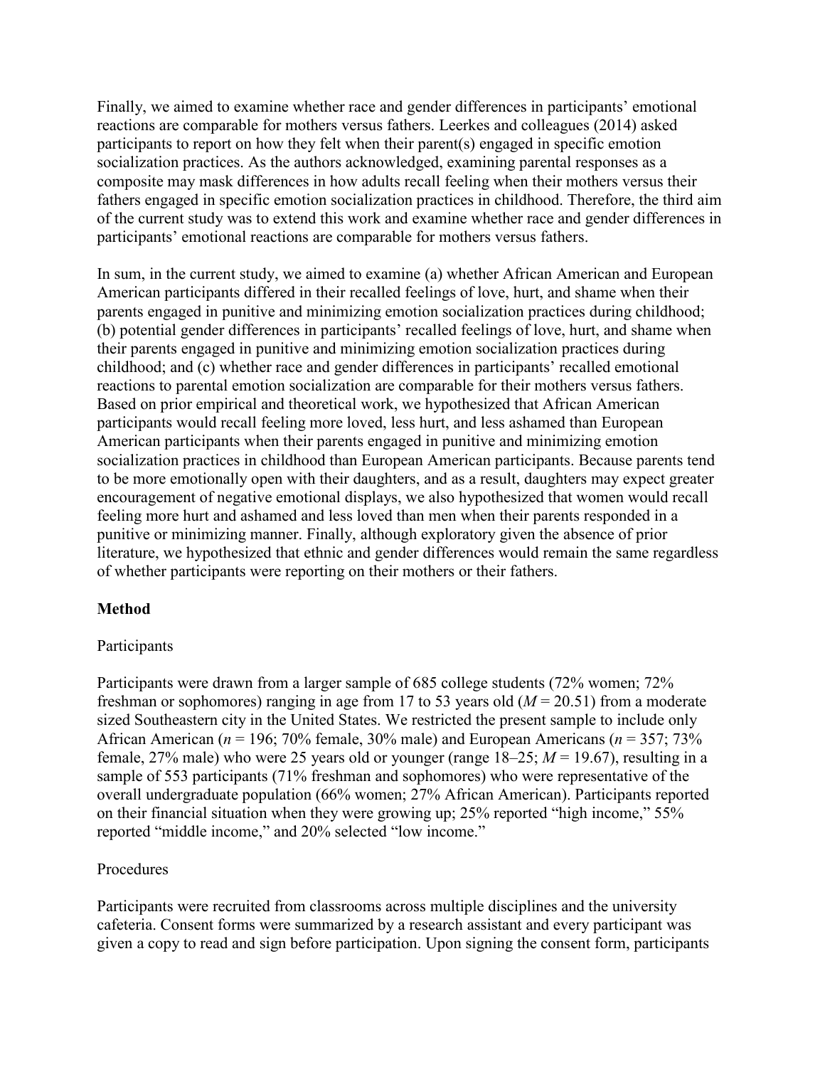Finally, we aimed to examine whether race and gender differences in participants' emotional reactions are comparable for mothers versus fathers. Leerkes and colleagues (2014) asked participants to report on how they felt when their parent(s) engaged in specific emotion socialization practices. As the authors acknowledged, examining parental responses as a composite may mask differences in how adults recall feeling when their mothers versus their fathers engaged in specific emotion socialization practices in childhood. Therefore, the third aim of the current study was to extend this work and examine whether race and gender differences in participants' emotional reactions are comparable for mothers versus fathers.

In sum, in the current study, we aimed to examine (a) whether African American and European American participants differed in their recalled feelings of love, hurt, and shame when their parents engaged in punitive and minimizing emotion socialization practices during childhood; (b) potential gender differences in participants' recalled feelings of love, hurt, and shame when their parents engaged in punitive and minimizing emotion socialization practices during childhood; and (c) whether race and gender differences in participants' recalled emotional reactions to parental emotion socialization are comparable for their mothers versus fathers. Based on prior empirical and theoretical work, we hypothesized that African American participants would recall feeling more loved, less hurt, and less ashamed than European American participants when their parents engaged in punitive and minimizing emotion socialization practices in childhood than European American participants. Because parents tend to be more emotionally open with their daughters, and as a result, daughters may expect greater encouragement of negative emotional displays, we also hypothesized that women would recall feeling more hurt and ashamed and less loved than men when their parents responded in a punitive or minimizing manner. Finally, although exploratory given the absence of prior literature, we hypothesized that ethnic and gender differences would remain the same regardless of whether participants were reporting on their mothers or their fathers.

## Method

### Participants

Participants were drawn from a larger sample of 685 college students (72% women; 72% freshman or sophomores) ranging in age from 17 to 53 years old ($M = 20.51$) from a moderate sized Southeastern city in the United States. We restricted the present sample to include only African American ($n = 196$; 70% female, 30% male) and European Americans ($n = 357$; 73% female, 27% male) who were 25 years old or younger (range 18–25; $M = 19.67$), resulting in a sample of 553 participants (71% freshman and sophomores) who were representative of the overall undergraduate population (66% women; 27% African American). Participants reported on their financial situation when they were growing up; 25% reported "high income," 55% reported "middle income," and 20% selected "low income."

### Procedures

Participants were recruited from classrooms across multiple disciplines and the university cafeteria. Consent forms were summarized by a research assistant and every participant was given a copy to read and sign before participation. Upon signing the consent form, participants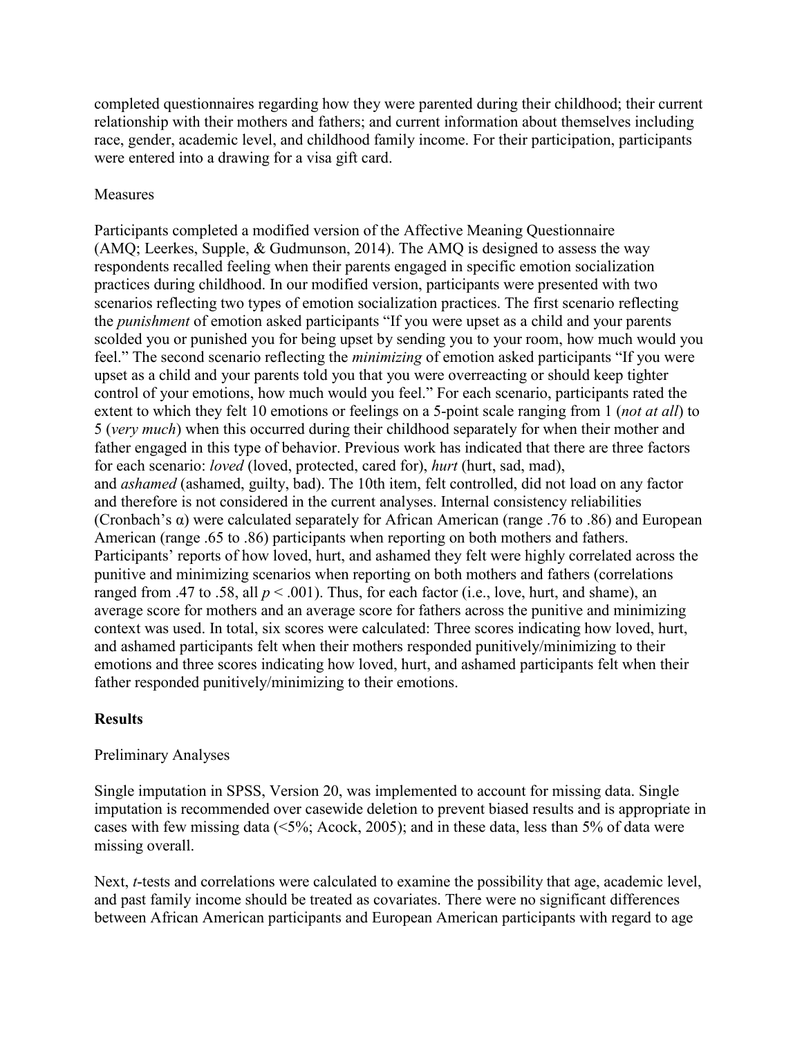completed questionnaires regarding how they were parented during their childhood; their current relationship with their mothers and fathers; and current information about themselves including race, gender, academic level, and childhood family income. For their participation, participants were entered into a drawing for a visa gift card.

Measures

Participants completed a modified version of the Affective Meaning Questionnaire (AMQ; Leerkes, Supple, & Gudmunson, 2014). The AMQ is designed to assess the way respondents recalled feeling when their parents engaged in specific emotion socialization practices during childhood. In our modified version, participants were presented with two scenarios reflecting two types of emotion socialization practices. The first scenario reflecting the *punishment* of emotion asked participants "If you were upset as a child and your parents scolded you or punished you for being upset by sending you to your room, how much would you feel." The second scenario reflecting the *minimizing* of emotion asked participants "If you were upset as a child and your parents told you that you were overreacting or should keep tighter control of your emotions, how much would you feel." For each scenario, participants rated the extent to which they felt 10 emotions or feelings on a 5-point scale ranging from 1 (*not at all*) to 5 (*very much*) when this occurred during their childhood separately for when their mother and father engaged in this type of behavior. Previous work has indicated that there are three factors for each scenario: *loved* (loved, protected, cared for), *hurt* (hurt, sad, mad), and *ashamed* (ashamed, guilty, bad). The 10th item, felt controlled, did not load on any factor and therefore is not considered in the current analyses. Internal consistency reliabilities (Cronbach's α) were calculated separately for African American (range .76 to .86) and European American (range .65 to .86) participants when reporting on both mothers and fathers. Participants' reports of how loved, hurt, and ashamed they felt were highly correlated across the punitive and minimizing scenarios when reporting on both mothers and fathers (correlations ranged from .47 to .58, all $p < .001$). Thus, for each factor (i.e., love, hurt, and shame), an average score for mothers and an average score for fathers across the punitive and minimizing context was used. In total, six scores were calculated: Three scores indicating how loved, hurt, and ashamed participants felt when their mothers responded punitively/minimizing to their emotions and three scores indicating how loved, hurt, and ashamed participants felt when their father responded punitively/minimizing to their emotions.

## Results

Preliminary Analyses

Single imputation in SPSS, Version 20, was implemented to account for missing data. Single imputation is recommended over casewide deletion to prevent biased results and is appropriate in cases with few missing data (<5%; Acock, 2005); and in these data, less than 5% of data were missing overall.

Next, *t*-tests and correlations were calculated to examine the possibility that age, academic level, and past family income should be treated as covariates. There were no significant differences between African American participants and European American participants with regard to age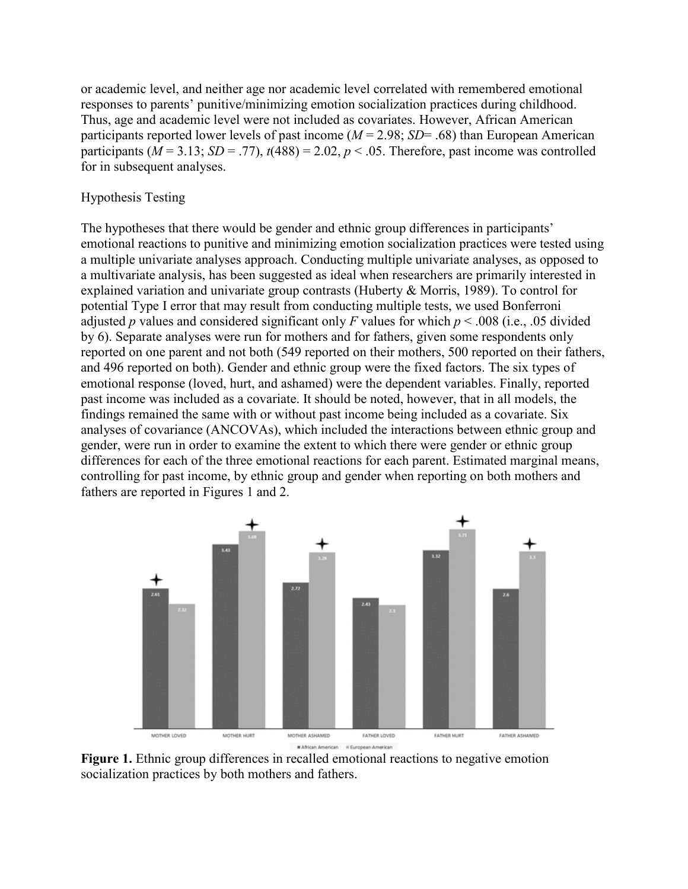or academic level, and neither age nor academic level correlated with remembered emotional responses to parents' punitive/minimizing emotion socialization practices during childhood. Thus, age and academic level were not included as covariates. However, African American participants reported lower levels of past income ($M = 2.98$; $SD = .68$) than European American participants ($M = 3.13$; $SD = .77$), $t(488) = 2.02$, $p < .05$. Therefore, past income was controlled for in subsequent analyses.

## Hypothesis Testing

The hypotheses that there would be gender and ethnic group differences in participants' emotional reactions to punitive and minimizing emotion socialization practices were tested using a multiple univariate analyses approach. Conducting multiple univariate analyses, as opposed to a multivariate analysis, has been suggested as ideal when researchers are primarily interested in explained variation and univariate group contrasts (Huberty & Morris, 1989). To control for potential Type I error that may result from conducting multiple tests, we used Bonferroni adjusted $p$ values and considered significant only $F$ values for which $p < .008$ (i.e., .05 divided by 6). Separate analyses were run for mothers and for fathers, given some respondents only reported on one parent and not both (549 reported on their mothers, 500 reported on their fathers, and 496 reported on both). Gender and ethnic group were the fixed factors. The six types of emotional response (loved, hurt, and ashamed) were the dependent variables. Finally, reported past income was included as a covariate. It should be noted, however, that in all models, the findings remained the same with or without past income being included as a covariate. Six analyses of covariance (ANCOVAs), which included the interactions between ethnic group and gender, were run in order to examine the extent to which there were gender or ethnic group differences for each of the three emotional reactions for each parent. Estimated marginal means, controlling for past income, by ethnic group and gender when reporting on both mothers and fathers are reported in Figures 1 and 2.

**Figure 1.** Ethnic group differences in recalled emotional reactions to negative emotion socialization practices by both mothers and fathers.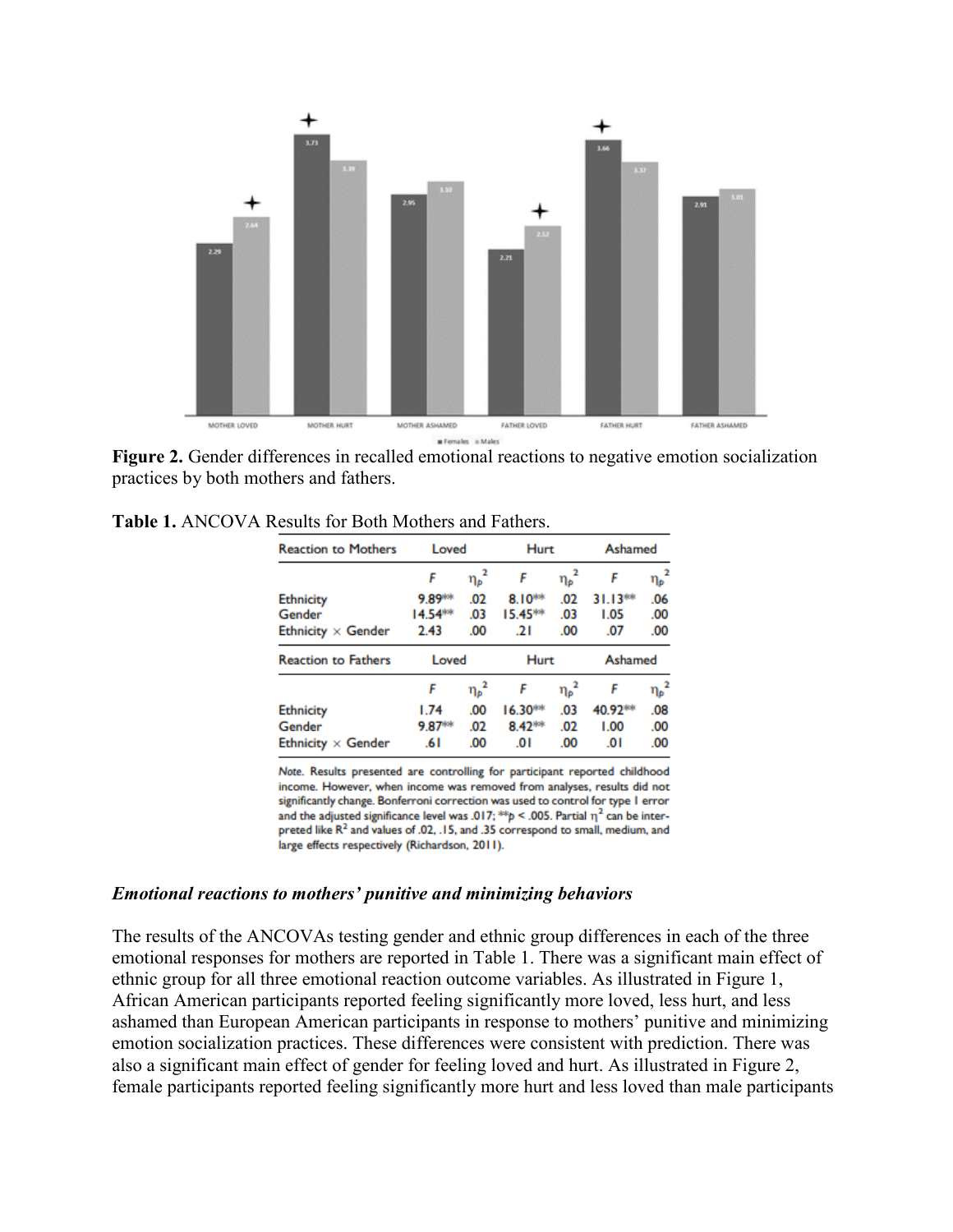**Figure 2.** Gender differences in recalled emotional reactions to negative emotion socialization practices by both mothers and fathers.

**Table 1.** ANCOVA Results for Both Mothers and Fathers.

| Reaction to Mothers | Loved | | Hurt | | Ashamed | |
|---|---|---|---|---|---|---|
| | $F$ | $\eta_p^2$ | $F$ | $\eta_p^2$ | $F$ | $\eta_p^2$ |
| Ethnicity | 9.89** | .02 | 8.10** | .02 | 31.13** | .06 |
| Gender | 14.54** | .03 | 15.45** | .03 | 1.05 | .00 |
| Ethnicity × Gender | 2.43 | .00 | .21 | .00 | .07 | .00 |
| **Reaction to Fathers** | **Loved** | | **Hurt** | | **Ashamed** | |
| | $F$ | $\eta_p^2$ | $F$ | $\eta_p^2$ | $F$ | $\eta_p^2$ |
| Ethnicity | 1.74 | .00 | 16.30** | .03 | 40.92** | .08 |
| Gender | 9.87** | .02 | 8.42** | .02 | 1.00 | .00 |
| Ethnicity × Gender | .61 | .00 | .01 | .00 | .01 | .00 |

*Note.* Results presented are controlling for participant reported childhood income. However, when income was removed from analyses, results did not significantly change. Bonferroni correction was used to control for type I error and the adjusted significance level was .017; **$p < .005$. Partial $\eta^2$ can be interpreted like $R^2$ and values of .02, .15, and .35 correspond to small, medium, and large effects respectively (Richardson, 2011).

### *Emotional reactions to mothers' punitive and minimizing behaviors*

The results of the ANCOVAs testing gender and ethnic group differences in each of the three emotional responses for mothers are reported in Table 1. There was a significant main effect of ethnic group for all three emotional reaction outcome variables. As illustrated in Figure 1, African American participants reported feeling significantly more loved, less hurt, and less ashamed than European American participants in response to mothers' punitive and minimizing emotion socialization practices. These differences were consistent with prediction. There was also a significant main effect of gender for feeling loved and hurt. As illustrated in Figure 2, female participants reported feeling significantly more hurt and less loved than male participants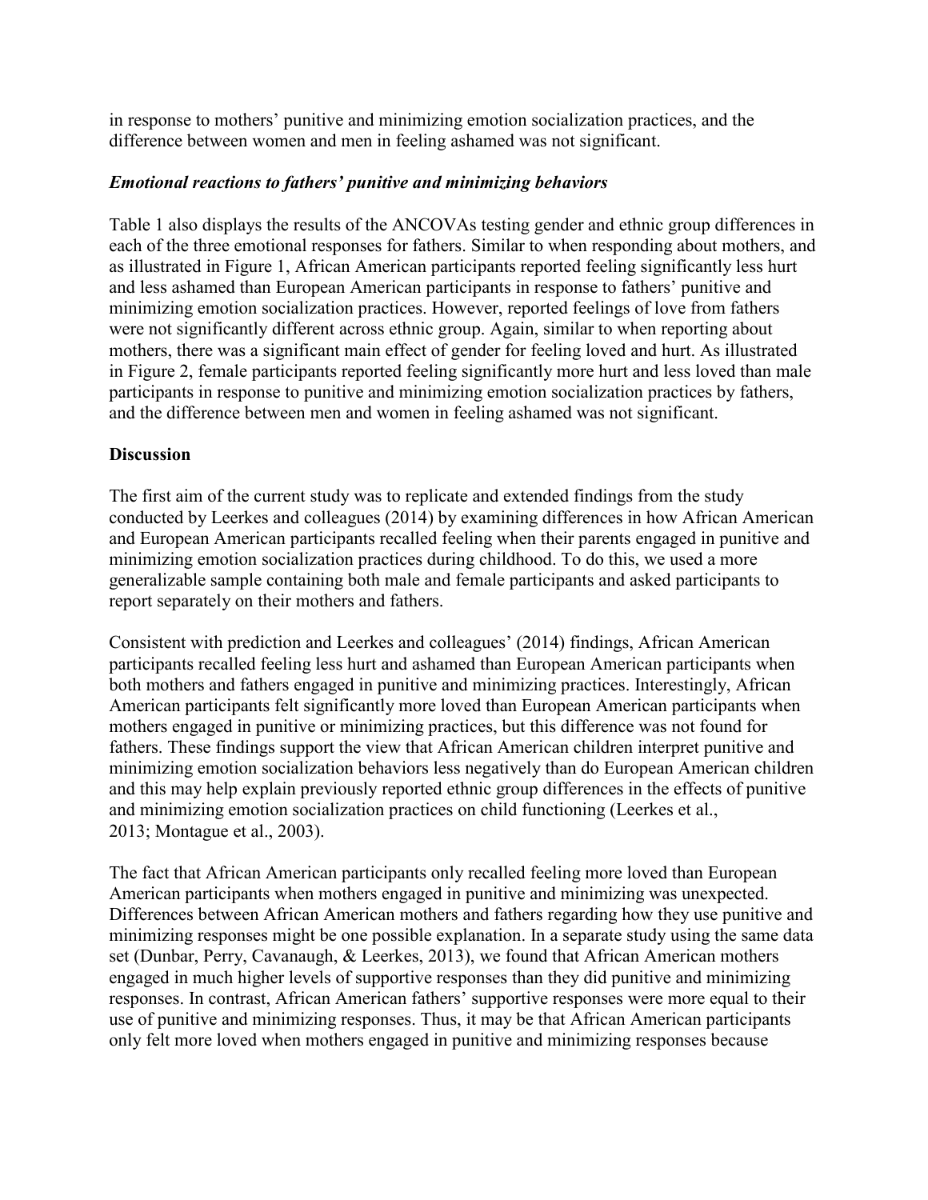in response to mothers' punitive and minimizing emotion socialization practices, and the difference between women and men in feeling ashamed was not significant.

### *Emotional reactions to fathers' punitive and minimizing behaviors*

Table 1 also displays the results of the ANCOVAs testing gender and ethnic group differences in each of the three emotional responses for fathers. Similar to when responding about mothers, and as illustrated in Figure 1, African American participants reported feeling significantly less hurt and less ashamed than European American participants in response to fathers' punitive and minimizing emotion socialization practices. However, reported feelings of love from fathers were not significantly different across ethnic group. Again, similar to when reporting about mothers, there was a significant main effect of gender for feeling loved and hurt. As illustrated in Figure 2, female participants reported feeling significantly more hurt and less loved than male participants in response to punitive and minimizing emotion socialization practices by fathers, and the difference between men and women in feeling ashamed was not significant.

## Discussion

The first aim of the current study was to replicate and extended findings from the study conducted by Leerkes and colleagues (2014) by examining differences in how African American and European American participants recalled feeling when their parents engaged in punitive and minimizing emotion socialization practices during childhood. To do this, we used a more generalizable sample containing both male and female participants and asked participants to report separately on their mothers and fathers.

Consistent with prediction and Leerkes and colleagues' (2014) findings, African American participants recalled feeling less hurt and ashamed than European American participants when both mothers and fathers engaged in punitive and minimizing practices. Interestingly, African American participants felt significantly more loved than European American participants when mothers engaged in punitive or minimizing practices, but this difference was not found for fathers. These findings support the view that African American children interpret punitive and minimizing emotion socialization behaviors less negatively than do European American children and this may help explain previously reported ethnic group differences in the effects of punitive and minimizing emotion socialization practices on child functioning (Leerkes et al., 2013; Montague et al., 2003).

The fact that African American participants only recalled feeling more loved than European American participants when mothers engaged in punitive and minimizing was unexpected. Differences between African American mothers and fathers regarding how they use punitive and minimizing responses might be one possible explanation. In a separate study using the same data set (Dunbar, Perry, Cavanaugh, & Leerkes, 2013), we found that African American mothers engaged in much higher levels of supportive responses than they did punitive and minimizing responses. In contrast, African American fathers' supportive responses were more equal to their use of punitive and minimizing responses. Thus, it may be that African American participants only felt more loved when mothers engaged in punitive and minimizing responses because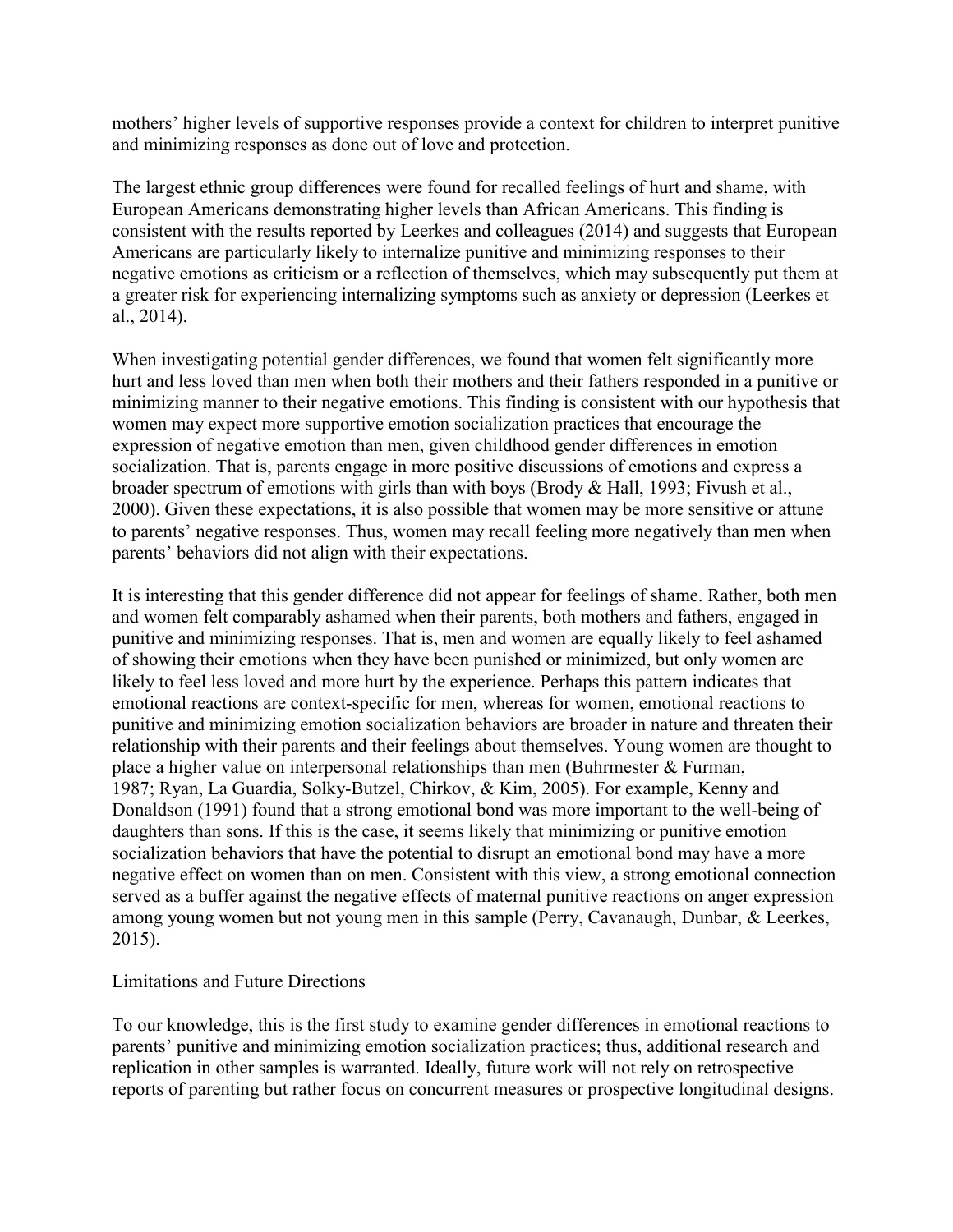mothers' higher levels of supportive responses provide a context for children to interpret punitive and minimizing responses as done out of love and protection.

The largest ethnic group differences were found for recalled feelings of hurt and shame, with European Americans demonstrating higher levels than African Americans. This finding is consistent with the results reported by Leerkes and colleagues (2014) and suggests that European Americans are particularly likely to internalize punitive and minimizing responses to their negative emotions as criticism or a reflection of themselves, which may subsequently put them at a greater risk for experiencing internalizing symptoms such as anxiety or depression (Leerkes et al., 2014).

When investigating potential gender differences, we found that women felt significantly more hurt and less loved than men when both their mothers and their fathers responded in a punitive or minimizing manner to their negative emotions. This finding is consistent with our hypothesis that women may expect more supportive emotion socialization practices that encourage the expression of negative emotion than men, given childhood gender differences in emotion socialization. That is, parents engage in more positive discussions of emotions and express a broader spectrum of emotions with girls than with boys (Brody & Hall, 1993; Fivush et al., 2000). Given these expectations, it is also possible that women may be more sensitive or attune to parents' negative responses. Thus, women may recall feeling more negatively than men when parents' behaviors did not align with their expectations.

It is interesting that this gender difference did not appear for feelings of shame. Rather, both men and women felt comparably ashamed when their parents, both mothers and fathers, engaged in punitive and minimizing responses. That is, men and women are equally likely to feel ashamed of showing their emotions when they have been punished or minimized, but only women are likely to feel less loved and more hurt by the experience. Perhaps this pattern indicates that emotional reactions are context-specific for men, whereas for women, emotional reactions to punitive and minimizing emotion socialization behaviors are broader in nature and threaten their relationship with their parents and their feelings about themselves. Young women are thought to place a higher value on interpersonal relationships than men (Buhrmester & Furman, 1987; Ryan, La Guardia, Solky-Butzel, Chirkov, & Kim, 2005). For example, Kenny and Donaldson (1991) found that a strong emotional bond was more important to the well-being of daughters than sons. If this is the case, it seems likely that minimizing or punitive emotion socialization behaviors that have the potential to disrupt an emotional bond may have a more negative effect on women than on men. Consistent with this view, a strong emotional connection served as a buffer against the negative effects of maternal punitive reactions on anger expression among young women but not young men in this sample (Perry, Cavanaugh, Dunbar, & Leerkes, 2015).

## Limitations and Future Directions

To our knowledge, this is the first study to examine gender differences in emotional reactions to parents' punitive and minimizing emotion socialization practices; thus, additional research and replication in other samples is warranted. Ideally, future work will not rely on retrospective reports of parenting but rather focus on concurrent measures or prospective longitudinal designs.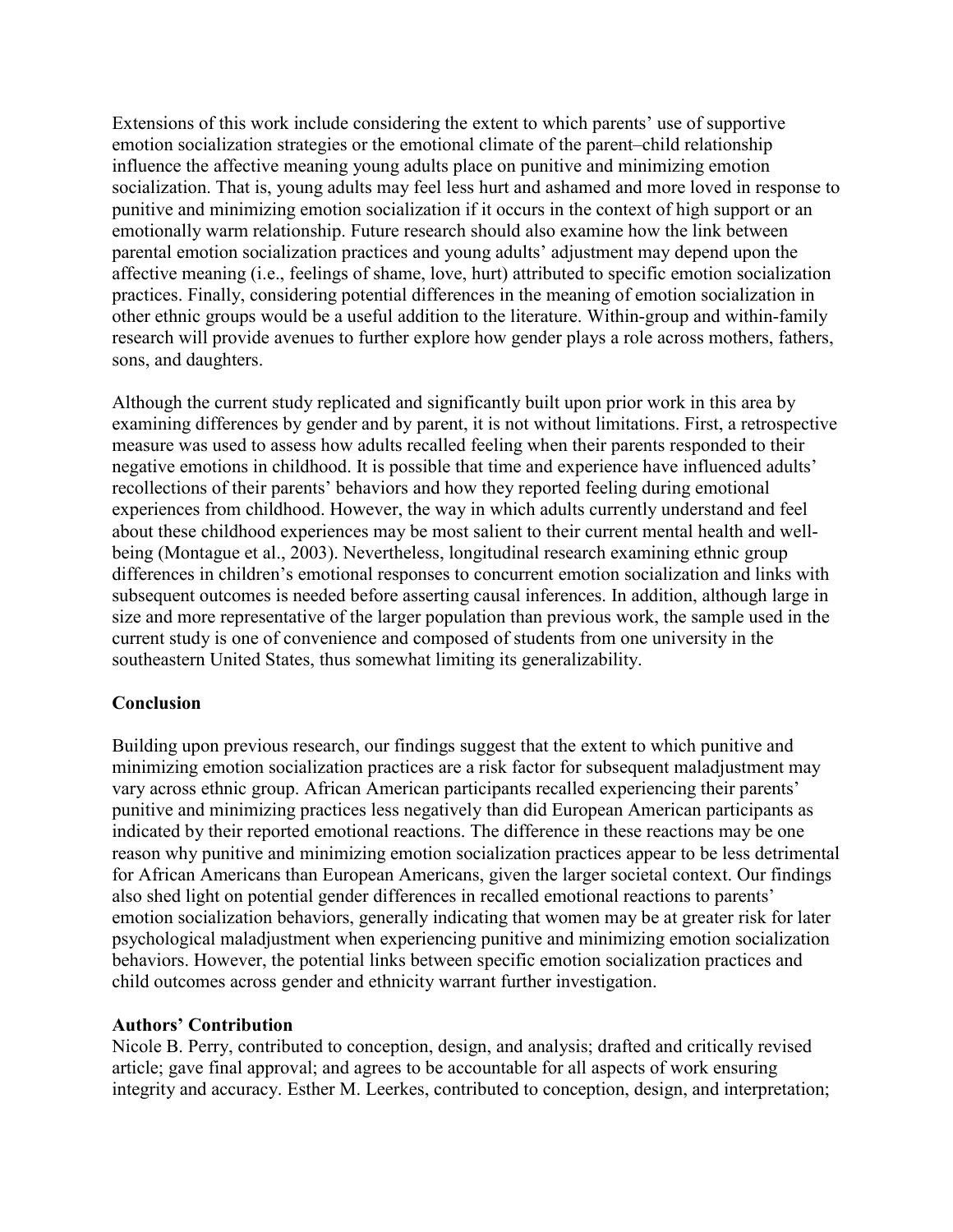Extensions of this work include considering the extent to which parents' use of supportive emotion socialization strategies or the emotional climate of the parent–child relationship influence the affective meaning young adults place on punitive and minimizing emotion socialization. That is, young adults may feel less hurt and ashamed and more loved in response to punitive and minimizing emotion socialization if it occurs in the context of high support or an emotionally warm relationship. Future research should also examine how the link between parental emotion socialization practices and young adults' adjustment may depend upon the affective meaning (i.e., feelings of shame, love, hurt) attributed to specific emotion socialization practices. Finally, considering potential differences in the meaning of emotion socialization in other ethnic groups would be a useful addition to the literature. Within-group and within-family research will provide avenues to further explore how gender plays a role across mothers, fathers, sons, and daughters.

Although the current study replicated and significantly built upon prior work in this area by examining differences by gender and by parent, it is not without limitations. First, a retrospective measure was used to assess how adults recalled feeling when their parents responded to their negative emotions in childhood. It is possible that time and experience have influenced adults' recollections of their parents' behaviors and how they reported feeling during emotional experiences from childhood. However, the way in which adults currently understand and feel about these childhood experiences may be most salient to their current mental health and well-being (Montague et al., 2003). Nevertheless, longitudinal research examining ethnic group differences in children's emotional responses to concurrent emotion socialization and links with subsequent outcomes is needed before asserting causal inferences. In addition, although large in size and more representative of the larger population than previous work, the sample used in the current study is one of convenience and composed of students from one university in the southeastern United States, thus somewhat limiting its generalizability.

## Conclusion

Building upon previous research, our findings suggest that the extent to which punitive and minimizing emotion socialization practices are a risk factor for subsequent maladjustment may vary across ethnic group. African American participants recalled experiencing their parents' punitive and minimizing practices less negatively than did European American participants as indicated by their reported emotional reactions. The difference in these reactions may be one reason why punitive and minimizing emotion socialization practices appear to be less detrimental for African Americans than European Americans, given the larger societal context. Our findings also shed light on potential gender differences in recalled emotional reactions to parents' emotion socialization behaviors, generally indicating that women may be at greater risk for later psychological maladjustment when experiencing punitive and minimizing emotion socialization behaviors. However, the potential links between specific emotion socialization practices and child outcomes across gender and ethnicity warrant further investigation.

### Authors' Contribution

Nicole B. Perry, contributed to conception, design, and analysis; drafted and critically revised article; gave final approval; and agrees to be accountable for all aspects of work ensuring integrity and accuracy. Esther M. Leerkes, contributed to conception, design, and interpretation;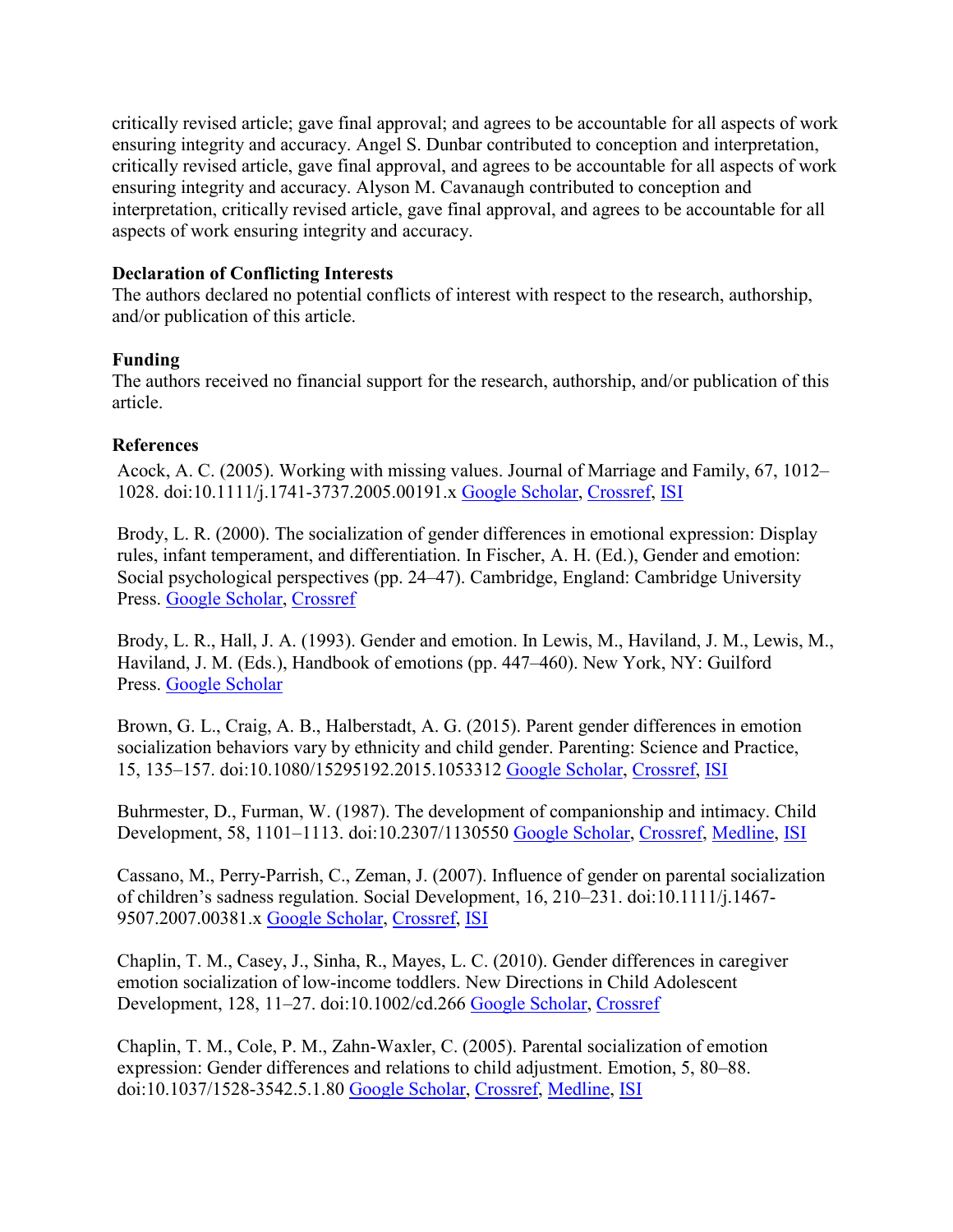critically revised article; gave final approval; and agrees to be accountable for all aspects of work ensuring integrity and accuracy. Angel S. Dunbar contributed to conception and interpretation, critically revised article, gave final approval, and agrees to be accountable for all aspects of work ensuring integrity and accuracy. Alyson M. Cavanaugh contributed to conception and interpretation, critically revised article, gave final approval, and agrees to be accountable for all aspects of work ensuring integrity and accuracy.

**Declaration of Conflicting Interests**

The authors declared no potential conflicts of interest with respect to the research, authorship, and/or publication of this article.

**Funding**

The authors received no financial support for the research, authorship, and/or publication of this article.

**References**

Acock, A. C. (2005). Working with missing values. Journal of Marriage and Family, 67, 1012–1028. doi:10.1111/j.1741-3737.2005.00191.x Google Scholar, Crossref, ISI

Brody, L. R. (2000). The socialization of gender differences in emotional expression: Display rules, infant temperament, and differentiation. In Fischer, A. H. (Ed.), Gender and emotion: Social psychological perspectives (pp. 24–47). Cambridge, England: Cambridge University Press. Google Scholar, Crossref

Brody, L. R., Hall, J. A. (1993). Gender and emotion. In Lewis, M., Haviland, J. M., Lewis, M., Haviland, J. M. (Eds.), Handbook of emotions (pp. 447–460). New York, NY: Guilford Press. Google Scholar

Brown, G. L., Craig, A. B., Halberstadt, A. G. (2015). Parent gender differences in emotion socialization behaviors vary by ethnicity and child gender. Parenting: Science and Practice, 15, 135–157. doi:10.1080/15295192.2015.1053312 Google Scholar, Crossref, ISI

Buhrmester, D., Furman, W. (1987). The development of companionship and intimacy. Child Development, 58, 1101–1113. doi:10.2307/1130550 Google Scholar, Crossref, Medline, ISI

Cassano, M., Perry-Parrish, C., Zeman, J. (2007). Influence of gender on parental socialization of children's sadness regulation. Social Development, 16, 210–231. doi:10.1111/j.1467-9507.2007.00381.x Google Scholar, Crossref, ISI

Chaplin, T. M., Casey, J., Sinha, R., Mayes, L. C. (2010). Gender differences in caregiver emotion socialization of low-income toddlers. New Directions in Child Adolescent Development, 128, 11–27. doi:10.1002/cd.266 Google Scholar, Crossref

Chaplin, T. M., Cole, P. M., Zahn-Waxler, C. (2005). Parental socialization of emotion expression: Gender differences and relations to child adjustment. Emotion, 5, 80–88. doi:10.1037/1528-3542.5.1.80 Google Scholar, Crossref, Medline, ISI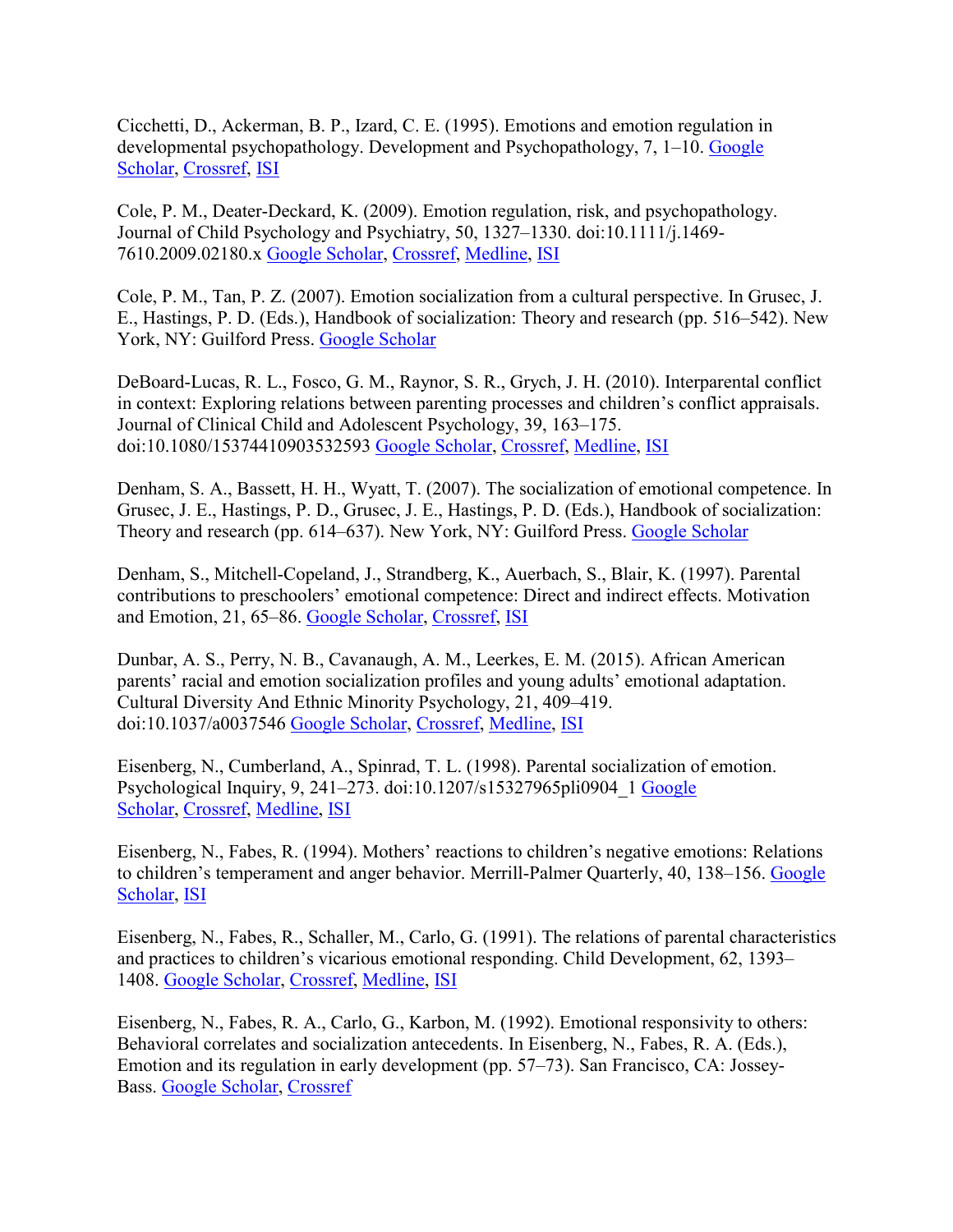Cicchetti, D., Ackerman, B. P., Izard, C. E. (1995). Emotions and emotion regulation in developmental psychopathology. Development and Psychopathology, 7, 1–10. Google Scholar, Crossref, ISI

Cole, P. M., Deater-Deckard, K. (2009). Emotion regulation, risk, and psychopathology. Journal of Child Psychology and Psychiatry, 50, 1327–1330. doi:10.1111/j.1469-7610.2009.02180.x Google Scholar, Crossref, Medline, ISI

Cole, P. M., Tan, P. Z. (2007). Emotion socialization from a cultural perspective. In Grusec, J. E., Hastings, P. D. (Eds.), Handbook of socialization: Theory and research (pp. 516–542). New York, NY: Guilford Press. Google Scholar

DeBoard-Lucas, R. L., Fosco, G. M., Raynor, S. R., Grych, J. H. (2010). Interparental conflict in context: Exploring relations between parenting processes and children's conflict appraisals. Journal of Clinical Child and Adolescent Psychology, 39, 163–175. doi:10.1080/15374410903532593 Google Scholar, Crossref, Medline, ISI

Denham, S. A., Bassett, H. H., Wyatt, T. (2007). The socialization of emotional competence. In Grusec, J. E., Hastings, P. D., Grusec, J. E., Hastings, P. D. (Eds.), Handbook of socialization: Theory and research (pp. 614–637). New York, NY: Guilford Press. Google Scholar

Denham, S., Mitchell-Copeland, J., Strandberg, K., Auerbach, S., Blair, K. (1997). Parental contributions to preschoolers' emotional competence: Direct and indirect effects. Motivation and Emotion, 21, 65–86. Google Scholar, Crossref, ISI

Dunbar, A. S., Perry, N. B., Cavanaugh, A. M., Leerkes, E. M. (2015). African American parents' racial and emotion socialization profiles and young adults' emotional adaptation. Cultural Diversity And Ethnic Minority Psychology, 21, 409–419. doi:10.1037/a0037546 Google Scholar, Crossref, Medline, ISI

Eisenberg, N., Cumberland, A., Spinrad, T. L. (1998). Parental socialization of emotion. Psychological Inquiry, 9, 241–273. doi:10.1207/s15327965pli0904_1 Google Scholar, Crossref, Medline, ISI

Eisenberg, N., Fabes, R. (1994). Mothers' reactions to children's negative emotions: Relations to children's temperament and anger behavior. Merrill-Palmer Quarterly, 40, 138–156. Google Scholar, ISI

Eisenberg, N., Fabes, R., Schaller, M., Carlo, G. (1991). The relations of parental characteristics and practices to children's vicarious emotional responding. Child Development, 62, 1393–1408. Google Scholar, Crossref, Medline, ISI

Eisenberg, N., Fabes, R. A., Carlo, G., Karbon, M. (1992). Emotional responsivity to others: Behavioral correlates and socialization antecedents. In Eisenberg, N., Fabes, R. A. (Eds.), Emotion and its regulation in early development (pp. 57–73). San Francisco, CA: Jossey-Bass. Google Scholar, Crossref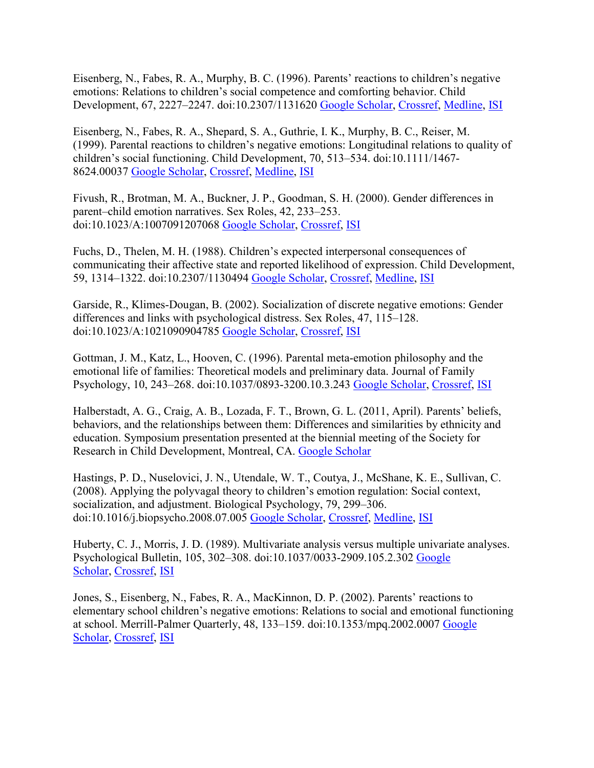Eisenberg, N., Fabes, R. A., Murphy, B. C. (1996). Parents' reactions to children's negative emotions: Relations to children's social competence and comforting behavior. Child Development, 67, 2227–2247. doi:10.2307/1131620 Google Scholar, Crossref, Medline, ISI

Eisenberg, N., Fabes, R. A., Shepard, S. A., Guthrie, I. K., Murphy, B. C., Reiser, M. (1999). Parental reactions to children's negative emotions: Longitudinal relations to quality of children's social functioning. Child Development, 70, 513–534. doi:10.1111/1467-8624.00037 Google Scholar, Crossref, Medline, ISI

Fivush, R., Brotman, M. A., Buckner, J. P., Goodman, S. H. (2000). Gender differences in parent–child emotion narratives. Sex Roles, 42, 233–253. doi:10.1023/A:1007091207068 Google Scholar, Crossref, ISI

Fuchs, D., Thelen, M. H. (1988). Children's expected interpersonal consequences of communicating their affective state and reported likelihood of expression. Child Development, 59, 1314–1322. doi:10.2307/1130494 Google Scholar, Crossref, Medline, ISI

Garside, R., Klimes-Dougan, B. (2002). Socialization of discrete negative emotions: Gender differences and links with psychological distress. Sex Roles, 47, 115–128. doi:10.1023/A:1021090904785 Google Scholar, Crossref, ISI

Gottman, J. M., Katz, L., Hooven, C. (1996). Parental meta-emotion philosophy and the emotional life of families: Theoretical models and preliminary data. Journal of Family Psychology, 10, 243–268. doi:10.1037/0893-3200.10.3.243 Google Scholar, Crossref, ISI

Halberstadt, A. G., Craig, A. B., Lozada, F. T., Brown, G. L. (2011, April). Parents' beliefs, behaviors, and the relationships between them: Differences and similarities by ethnicity and education. Symposium presentation presented at the biennial meeting of the Society for Research in Child Development, Montreal, CA. Google Scholar

Hastings, P. D., Nuselovici, J. N., Utendale, W. T., Coutya, J., McShane, K. E., Sullivan, C. (2008). Applying the polyvagal theory to children's emotion regulation: Social context, socialization, and adjustment. Biological Psychology, 79, 299–306. doi:10.1016/j.biopsycho.2008.07.005 Google Scholar, Crossref, Medline, ISI

Huberty, C. J., Morris, J. D. (1989). Multivariate analysis versus multiple univariate analyses. Psychological Bulletin, 105, 302–308. doi:10.1037/0033-2909.105.2.302 Google Scholar, Crossref, ISI

Jones, S., Eisenberg, N., Fabes, R. A., MacKinnon, D. P. (2002). Parents' reactions to elementary school children's negative emotions: Relations to social and emotional functioning at school. Merrill-Palmer Quarterly, 48, 133–159. doi:10.1353/mpq.2002.0007 Google Scholar, Crossref, ISI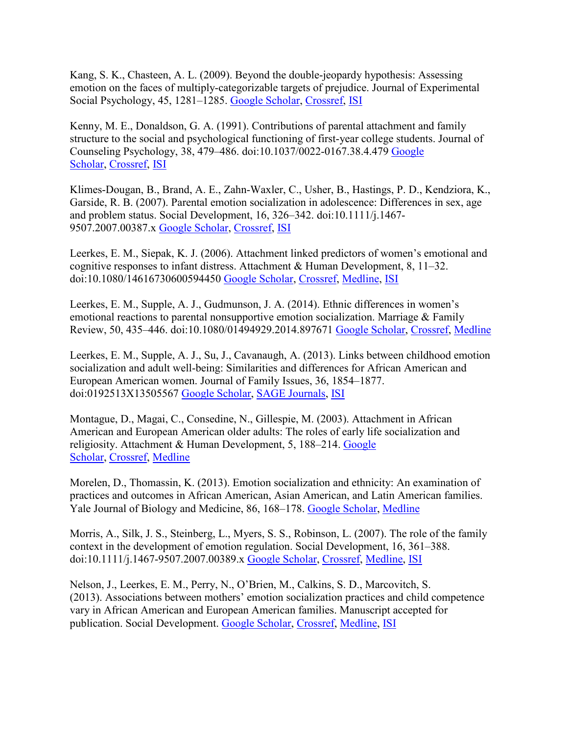Kang, S. K., Chasteen, A. L. (2009). Beyond the double-jeopardy hypothesis: Assessing emotion on the faces of multiply-categorizable targets of prejudice. Journal of Experimental Social Psychology, 45, 1281–1285. Google Scholar, Crossref, ISI

Kenny, M. E., Donaldson, G. A. (1991). Contributions of parental attachment and family structure to the social and psychological functioning of first-year college students. Journal of Counseling Psychology, 38, 479–486. doi:10.1037/0022-0167.38.4.479 Google Scholar, Crossref, ISI

Klimes-Dougan, B., Brand, A. E., Zahn-Waxler, C., Usher, B., Hastings, P. D., Kendziora, K., Garside, R. B. (2007). Parental emotion socialization in adolescence: Differences in sex, age and problem status. Social Development, 16, 326–342. doi:10.1111/j.1467-9507.2007.00387.x Google Scholar, Crossref, ISI

Leerkes, E. M., Siepak, K. J. (2006). Attachment linked predictors of women's emotional and cognitive responses to infant distress. Attachment & Human Development, 8, 11–32. doi:10.1080/14616730600594450 Google Scholar, Crossref, Medline, ISI

Leerkes, E. M., Supple, A. J., Gudmunson, J. A. (2014). Ethnic differences in women's emotional reactions to parental nonsupportive emotion socialization. Marriage & Family Review, 50, 435–446. doi:10.1080/01494929.2014.897671 Google Scholar, Crossref, Medline

Leerkes, E. M., Supple, A. J., Su, J., Cavanaugh, A. (2013). Links between childhood emotion socialization and adult well-being: Similarities and differences for African American and European American women. Journal of Family Issues, 36, 1854–1877. doi:0192513X13505567 Google Scholar, SAGE Journals, ISI

Montague, D., Magai, C., Consedine, N., Gillespie, M. (2003). Attachment in African American and European American older adults: The roles of early life socialization and religiosity. Attachment & Human Development, 5, 188–214. Google Scholar, Crossref, Medline

Morelen, D., Thomassin, K. (2013). Emotion socialization and ethnicity: An examination of practices and outcomes in African American, Asian American, and Latin American families. Yale Journal of Biology and Medicine, 86, 168–178. Google Scholar, Medline

Morris, A., Silk, J. S., Steinberg, L., Myers, S. S., Robinson, L. (2007). The role of the family context in the development of emotion regulation. Social Development, 16, 361–388. doi:10.1111/j.1467-9507.2007.00389.x Google Scholar, Crossref, Medline, ISI

Nelson, J., Leerkes, E. M., Perry, N., O'Brien, M., Calkins, S. D., Marcovitch, S. (2013). Associations between mothers' emotion socialization practices and child competence vary in African American and European American families. Manuscript accepted for publication. Social Development. Google Scholar, Crossref, Medline, ISI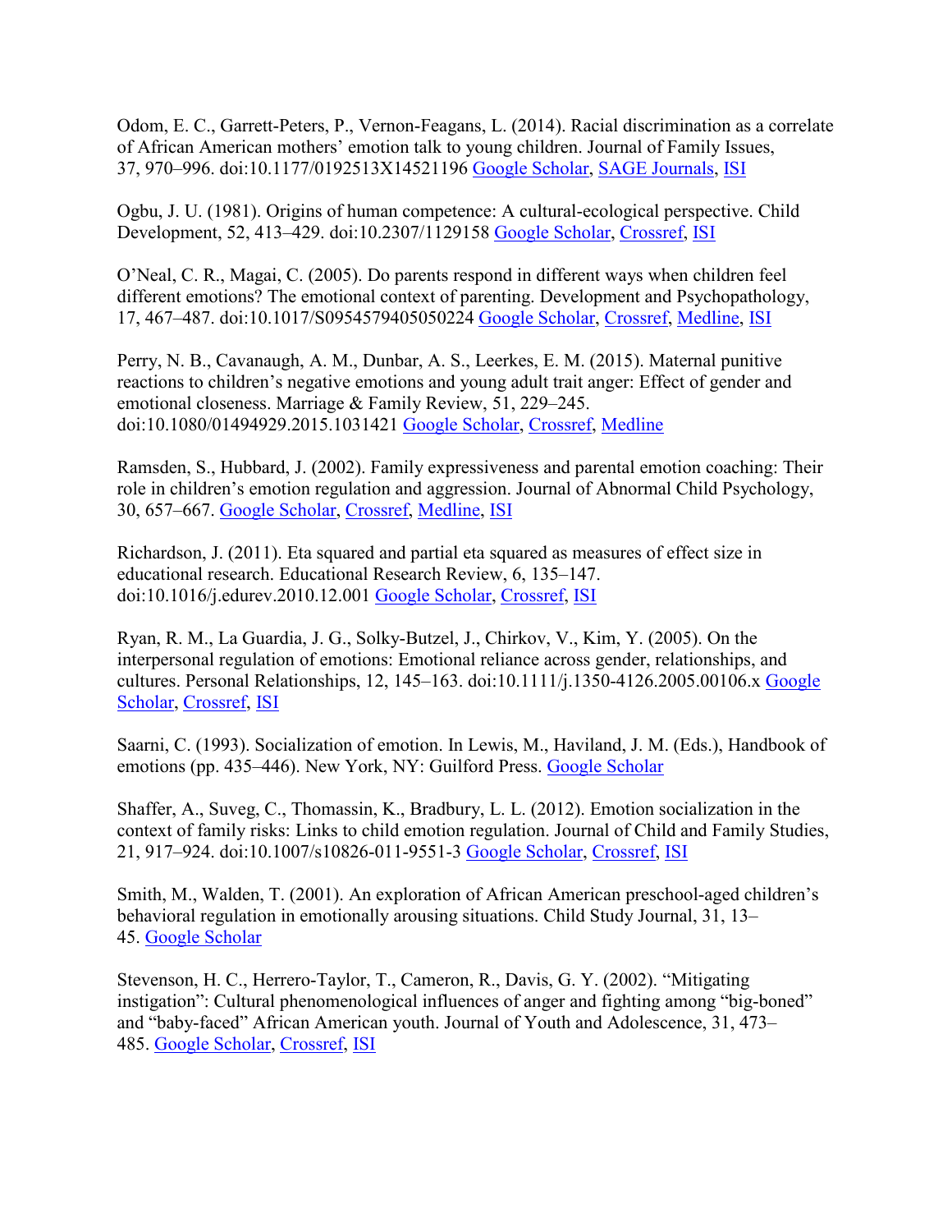Odom, E. C., Garrett-Peters, P., Vernon-Feagans, L. (2014). Racial discrimination as a correlate of African American mothers' emotion talk to young children. Journal of Family Issues, 37, 970–996. doi:10.1177/0192513X14521196 Google Scholar, SAGE Journals, ISI

Ogbu, J. U. (1981). Origins of human competence: A cultural-ecological perspective. Child Development, 52, 413–429. doi:10.2307/1129158 Google Scholar, Crossref, ISI

O'Neal, C. R., Magai, C. (2005). Do parents respond in different ways when children feel different emotions? The emotional context of parenting. Development and Psychopathology, 17, 467–487. doi:10.1017/S0954579405050224 Google Scholar, Crossref, Medline, ISI

Perry, N. B., Cavanaugh, A. M., Dunbar, A. S., Leerkes, E. M. (2015). Maternal punitive reactions to children's negative emotions and young adult trait anger: Effect of gender and emotional closeness. Marriage & Family Review, 51, 229–245. doi:10.1080/01494929.2015.1031421 Google Scholar, Crossref, Medline

Ramsden, S., Hubbard, J. (2002). Family expressiveness and parental emotion coaching: Their role in children's emotion regulation and aggression. Journal of Abnormal Child Psychology, 30, 657–667. Google Scholar, Crossref, Medline, ISI

Richardson, J. (2011). Eta squared and partial eta squared as measures of effect size in educational research. Educational Research Review, 6, 135–147. doi:10.1016/j.edurev.2010.12.001 Google Scholar, Crossref, ISI

Ryan, R. M., La Guardia, J. G., Solky-Butzel, J., Chirkov, V., Kim, Y. (2005). On the interpersonal regulation of emotions: Emotional reliance across gender, relationships, and cultures. Personal Relationships, 12, 145–163. doi:10.1111/j.1350-4126.2005.00106.x Google Scholar, Crossref, ISI

Saarni, C. (1993). Socialization of emotion. In Lewis, M., Haviland, J. M. (Eds.), Handbook of emotions (pp. 435–446). New York, NY: Guilford Press. Google Scholar

Shaffer, A., Suveg, C., Thomassin, K., Bradbury, L. L. (2012). Emotion socialization in the context of family risks: Links to child emotion regulation. Journal of Child and Family Studies, 21, 917–924. doi:10.1007/s10826-011-9551-3 Google Scholar, Crossref, ISI

Smith, M., Walden, T. (2001). An exploration of African American preschool-aged children's behavioral regulation in emotionally arousing situations. Child Study Journal, 31, 13–45. Google Scholar

Stevenson, H. C., Herrero-Taylor, T., Cameron, R., Davis, G. Y. (2002). "Mitigating instigation": Cultural phenomenological influences of anger and fighting among "big-boned" and "baby-faced" African American youth. Journal of Youth and Adolescence, 31, 473–485. Google Scholar, Crossref, ISI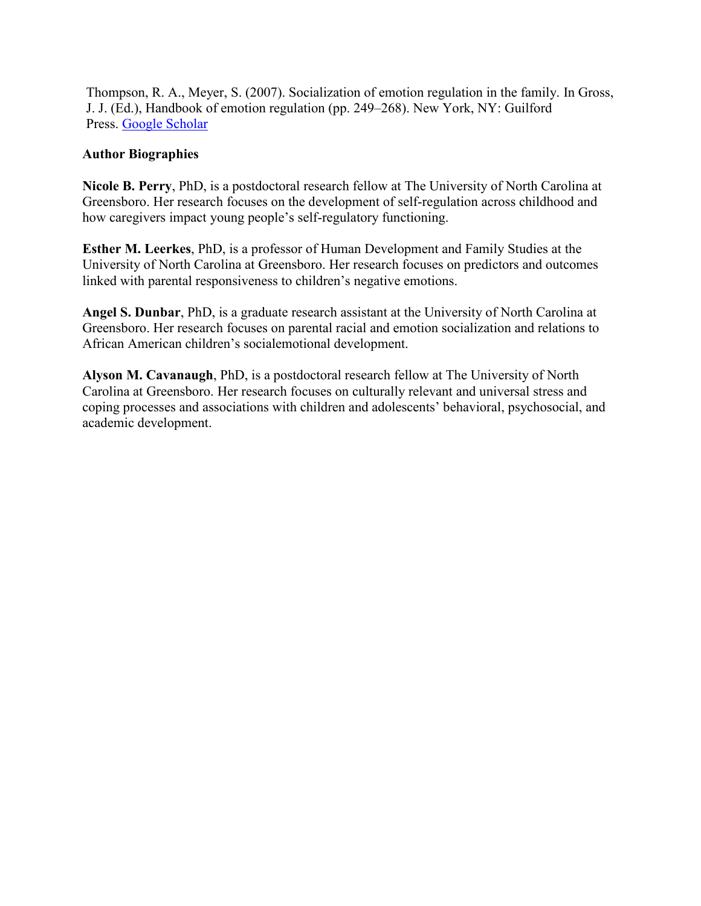Thompson, R. A., Meyer, S. (2007). Socialization of emotion regulation in the family. In Gross, J. J. (Ed.), Handbook of emotion regulation (pp. 249–268). New York, NY: Guilford Press. Google Scholar

**Author Biographies**

**Nicole B. Perry**, PhD, is a postdoctoral research fellow at The University of North Carolina at Greensboro. Her research focuses on the development of self-regulation across childhood and how caregivers impact young people's self-regulatory functioning.

**Esther M. Leerkes**, PhD, is a professor of Human Development and Family Studies at the University of North Carolina at Greensboro. Her research focuses on predictors and outcomes linked with parental responsiveness to children's negative emotions.

**Angel S. Dunbar**, PhD, is a graduate research assistant at the University of North Carolina at Greensboro. Her research focuses on parental racial and emotion socialization and relations to African American children's socialemotional development.

**Alyson M. Cavanaugh**, PhD, is a postdoctoral research fellow at The University of North Carolina at Greensboro. Her research focuses on culturally relevant and universal stress and coping processes and associations with children and adolescents' behavioral, psychosocial, and academic development.